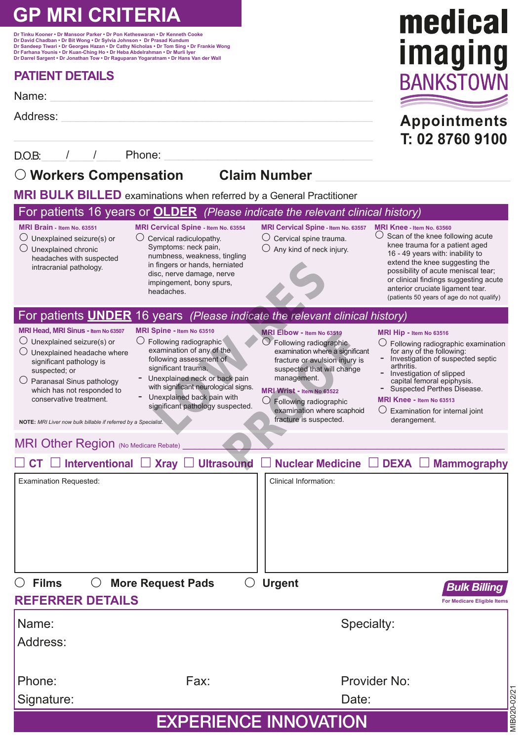# GP MRI CRITERIA

Dr Tinku Kooner • Dr Mansoor Parker • Dr Pon Ketheswaran • Dr Kenneth Cooke
Dr David Chadban • Dr Bit Wong • Dr Sylvia Johnson • Dr Prasad Kundum
Dr Sandeep Tiwari • Dr Georges Hazan • Dr Cathy Nicholas • Dr Tom Sing • Dr Frankie Wong
Dr Farhana Younis • Dr Kuan-Ching Ho • Dr Heba Abdelrahman • Dr Murli Iyer
Dr Darrel Sargent • Dr Jonathan Tow • Dr Raguparan Yogaratnam • Dr Hans Van der Wall

**medical imaging BANKSTOWN**

**Appointments**
**T: 02 8760 9100**

## PATIENT DETAILS

Name: ______________________

Address: ______________________

D.O.B: ___/___/___ Phone: ______________________

○ **Workers Compensation** **Claim Number** ______________________

**MRI BULK BILLED** examinations when referred by a General Practitioner

### For patients 16 years or OLDER *(Please indicate the relevant clinical history)*

**MRI Brain** - Item No. 63551
- ○ Unexplained seizure(s) or
- ○ Unexplained chronic headaches with suspected intracranial pathology.

**MRI Cervical Spine** - Item No. 63554
- ○ Cervical radiculopathy. Symptoms: neck pain, numbness, weakness, tingling in fingers or hands, herniated disc, nerve damage, nerve impingement, bony spurs, headaches.

**MRI Cervical Spine** - Item No. 63557
- ○ Cervical spine trauma.
- ○ Any kind of neck injury.

**MRI Knee** - Item No. 63560
- ○ Scan of the knee following acute knee trauma for a patient aged 16 - 49 years with: inability to extend the knee suggesting the possibility of acute meniscal tear; or clinical findings suggesting acute anterior cruciate ligament tear. (patients 50 years of age do not qualify)

### For patients UNDER 16 years *(Please indicate the relevant clinical history)*

**MRI Head, MRI Sinus** - Item No 63507
- ○ Unexplained seizure(s) or
- ○ Unexplained headache where significant pathology is suspected; or
- ○ Paranasal Sinus pathology which has not responded to conservative treatment.

**MRI Spine** - Item No 63510
- ○ Following radiographic examination of any of the following assessment of significant trauma.
  - Unexplained neck or back pain with significant neurological signs.
  - Unexplained back pain with significant pathology suspected.

**MRI Elbow** - Item No 63519
- ○ Following radiographic examination where a significant fracture or avulsion injury is suspected that will change management.

**MRI Wrist** - Item No 63522
- ○ Following radiographic examination where scaphoid fracture is suspected.

**MRI Hip** - Item No 63516
- ○ Following radiographic examination for any of the following:
  - Investigation of suspected septic arthritis.
  - Investigation of slipped capital femoral epiphysis.
  - Suspected Perthes Disease.

**MRI Knee** - Item No 63513
- ○ Examination for internal joint derangement.

**NOTE:** *MRI Liver now bulk billable if referred by a Specialist.*

**MRI Other Region** (No Medicare Rebate) ______________________

☐ **CT** ☐ **Interventional** ☐ **Xray** ☐ **Ultrasound** ☐ **Nuclear Medicine** ☐ **DEXA** ☐ **Mammography**

| Examination Requested: | Clinical Information: |
|---|---|
| | |

○ **Films** ○ **More Request Pads** ○ **Urgent**

**Bulk Billing**
For Medicare Eligible Items

## REFERRER DETAILS

Name: Specialty:

Address:

Phone: Fax: Provider No:

Signature: Date:

**EXPERIENCE INNOVATION**

MIB020-02/21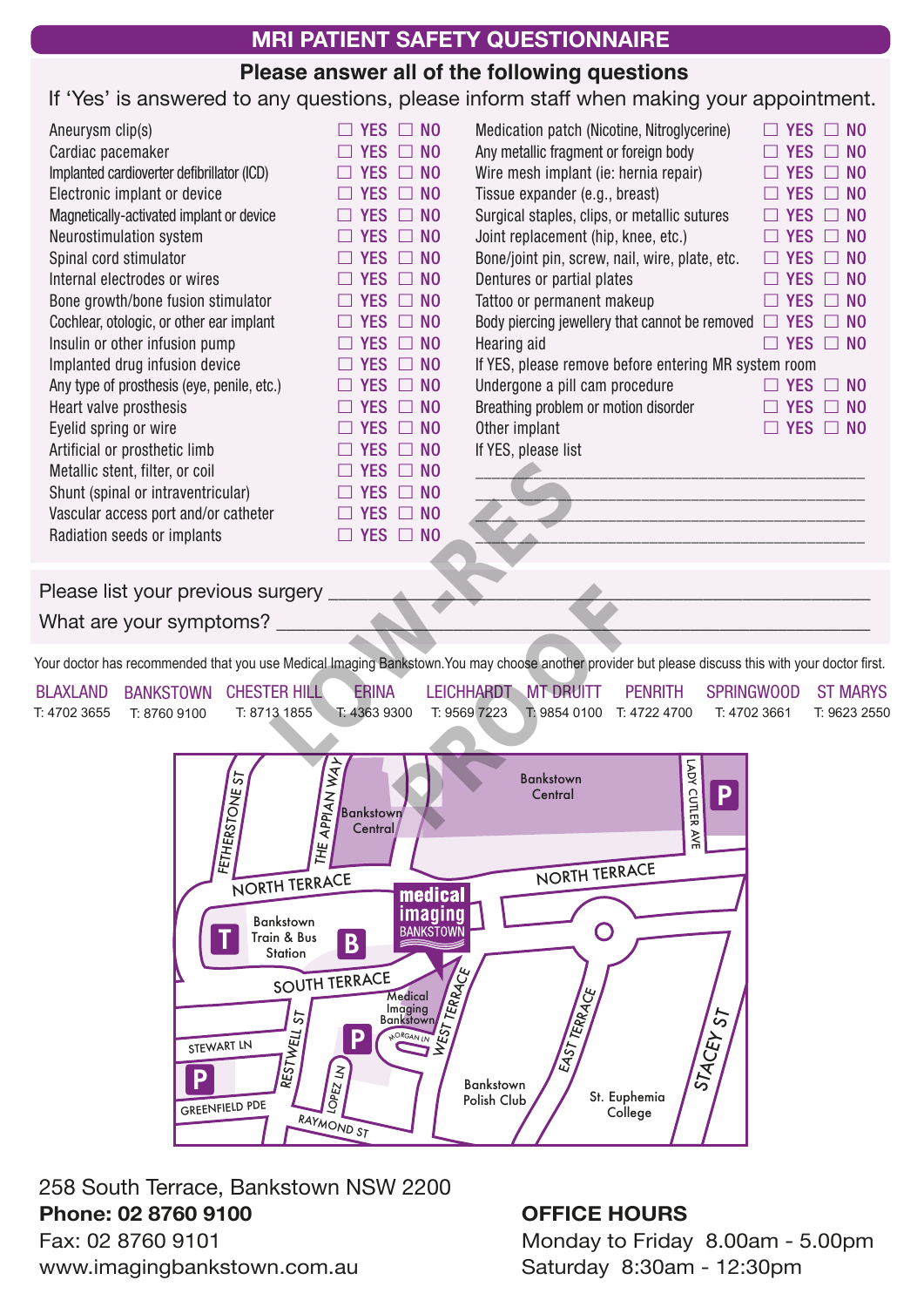# MRI PATIENT SAFETY QUESTIONNAIRE

## Please answer all of the following questions

If 'Yes' is answered to any questions, please inform staff when making your appointment.

| | |
|---|---|
| Aneurysm clip(s) | ☐ YES ☐ NO |
| Cardiac pacemaker | ☐ YES ☐ NO |
| Implanted cardioverter defibrillator (ICD) | ☐ YES ☐ NO |
| Electronic implant or device | ☐ YES ☐ NO |
| Magnetically-activated implant or device | ☐ YES ☐ NO |
| Neurostimulation system | ☐ YES ☐ NO |
| Spinal cord stimulator | ☐ YES ☐ NO |
| Internal electrodes or wires | ☐ YES ☐ NO |
| Bone growth/bone fusion stimulator | ☐ YES ☐ NO |
| Cochlear, otologic, or other ear implant | ☐ YES ☐ NO |
| Insulin or other infusion pump | ☐ YES ☐ NO |
| Implanted drug infusion device | ☐ YES ☐ NO |
| Any type of prosthesis (eye, penile, etc.) | ☐ YES ☐ NO |
| Heart valve prosthesis | ☐ YES ☐ NO |
| Eyelid spring or wire | ☐ YES ☐ NO |
| Artificial or prosthetic limb | ☐ YES ☐ NO |
| Metallic stent, filter, or coil | ☐ YES ☐ NO |
| Shunt (spinal or intraventricular) | ☐ YES ☐ NO |
| Vascular access port and/or catheter | ☐ YES ☐ NO |
| Radiation seeds or implants | ☐ YES ☐ NO |
| Medication patch (Nicotine, Nitroglycerine) | ☐ YES ☐ NO |
| Any metallic fragment or foreign body | ☐ YES ☐ NO |
| Wire mesh implant (ie: hernia repair) | ☐ YES ☐ NO |
| Tissue expander (e.g., breast) | ☐ YES ☐ NO |
| Surgical staples, clips, or metallic sutures | ☐ YES ☐ NO |
| Joint replacement (hip, knee, etc.) | ☐ YES ☐ NO |
| Bone/joint pin, screw, nail, wire, plate, etc. | ☐ YES ☐ NO |
| Dentures or partial plates | ☐ YES ☐ NO |
| Tattoo or permanent makeup | ☐ YES ☐ NO |
| Body piercing jewellery that cannot be removed | ☐ YES ☐ NO |
| Hearing aid | ☐ YES ☐ NO |

If YES, please remove before entering MR system room

| | |
|---|---|
| Undergone a pill cam procedure | ☐ YES ☐ NO |
| Breathing problem or motion disorder | ☐ YES ☐ NO |
| Other implant | ☐ YES ☐ NO |

If YES, please list

______________________________________________

______________________________________________

______________________________________________

______________________________________________

Please list your previous surgery ______________________________________________

What are your symptoms? ______________________________________________

Your doctor has recommended that you use Medical Imaging Bankstown. You may choose another provider but please discuss this with your doctor first.

| BLAXLAND | BANKSTOWN | CHESTER HILL | ERINA | LEICHHARDT | MT DRUITT | PENRITH | SPRINGWOOD | ST MARYS |
|---|---|---|---|---|---|---|---|---|
| T: 4702 3655 | T: 8760 9100 | T: 8713 1855 | T: 4363 9300 | T: 9569 7223 | T: 9854 0100 | T: 4722 4700 | T: 4702 3661 | T: 9623 2550 |

FETHERSTONE ST
THE APPIAN WAY
Bankstown Central
Bankstown Central
LADY CUTLER AVE
P
NORTH TERRACE
NORTH TERRACE
medical imaging BANKSTOWN
T
Bankstown Train & Bus Station
B
SOUTH TERRACE
Medical Imaging Bankstown
WEST TERRACE
EAST TERRACE
STACEY ST
STEWART LN
RESTWELL ST
P
MORGAN LN
P
LOPEZ LN
GREENFIELD PDE
RAYMOND ST
Bankstown Polish Club
St. Euphemia College

258 South Terrace, Bankstown NSW 2200

**Phone: 02 8760 9100**

Fax: 02 8760 9101

www.imagingbankstown.com.au

**OFFICE HOURS**

Monday to Friday 8.00am - 5.00pm

Saturday 8:30am - 12:30pm